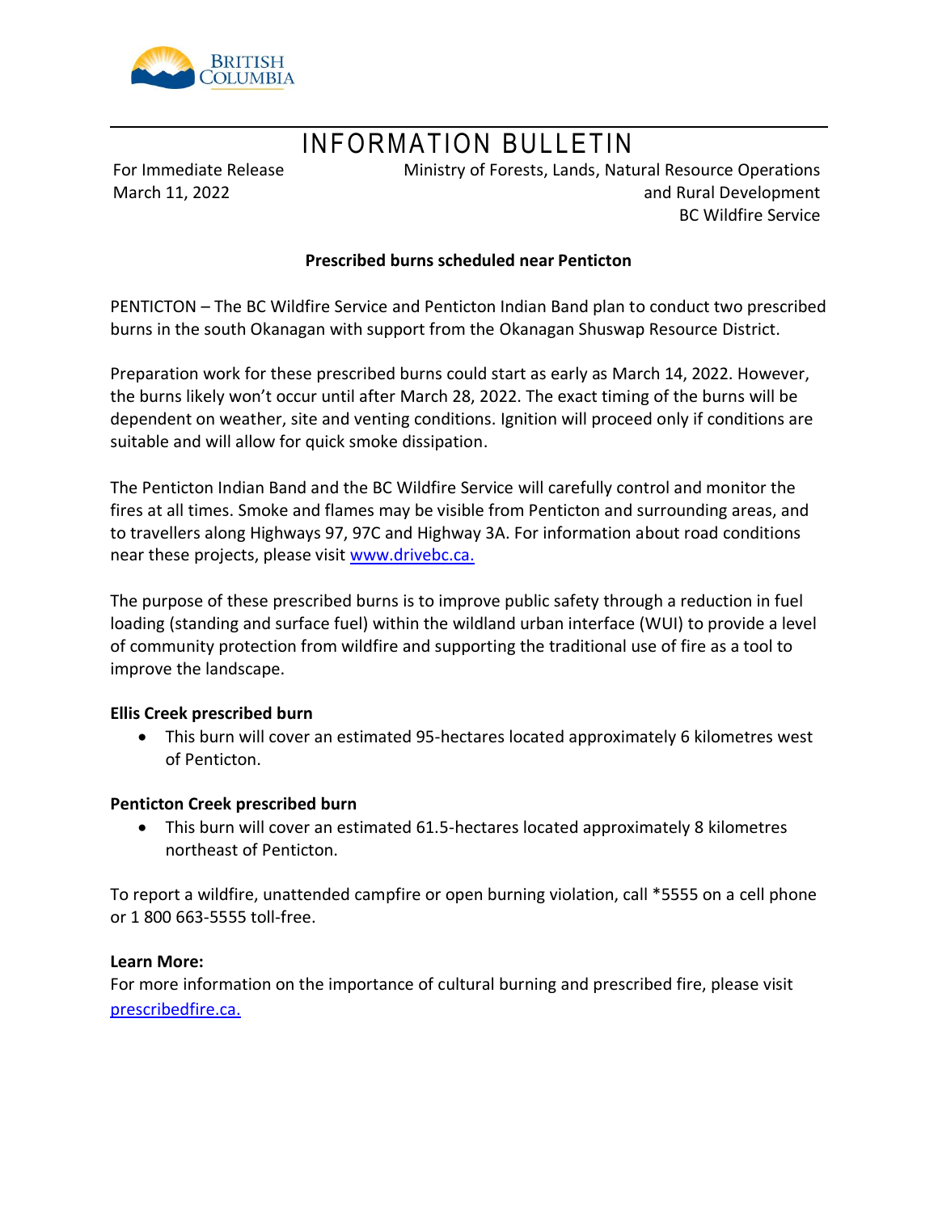# INFORMATION BULLETIN

For Immediate Release
March 11, 2022

Ministry of Forests, Lands, Natural Resource Operations
and Rural Development
BC Wildfire Service

**Prescribed burns scheduled near Penticton**

PENTICTON – The BC Wildfire Service and Penticton Indian Band plan to conduct two prescribed burns in the south Okanagan with support from the Okanagan Shuswap Resource District.

Preparation work for these prescribed burns could start as early as March 14, 2022. However, the burns likely won't occur until after March 28, 2022. The exact timing of the burns will be dependent on weather, site and venting conditions. Ignition will proceed only if conditions are suitable and will allow for quick smoke dissipation.

The Penticton Indian Band and the BC Wildfire Service will carefully control and monitor the fires at all times. Smoke and flames may be visible from Penticton and surrounding areas, and to travellers along Highways 97, 97C and Highway 3A. For information about road conditions near these projects, please visit www.drivebc.ca.

The purpose of these prescribed burns is to improve public safety through a reduction in fuel loading (standing and surface fuel) within the wildland urban interface (WUI) to provide a level of community protection from wildfire and supporting the traditional use of fire as a tool to improve the landscape.

**Ellis Creek prescribed burn**

- This burn will cover an estimated 95-hectares located approximately 6 kilometres west of Penticton.

**Penticton Creek prescribed burn**

- This burn will cover an estimated 61.5-hectares located approximately 8 kilometres northeast of Penticton.

To report a wildfire, unattended campfire or open burning violation, call *5555 on a cell phone or 1 800 663-5555 toll-free.

**Learn More:**
For more information on the importance of cultural burning and prescribed fire, please visit prescribedfire.ca.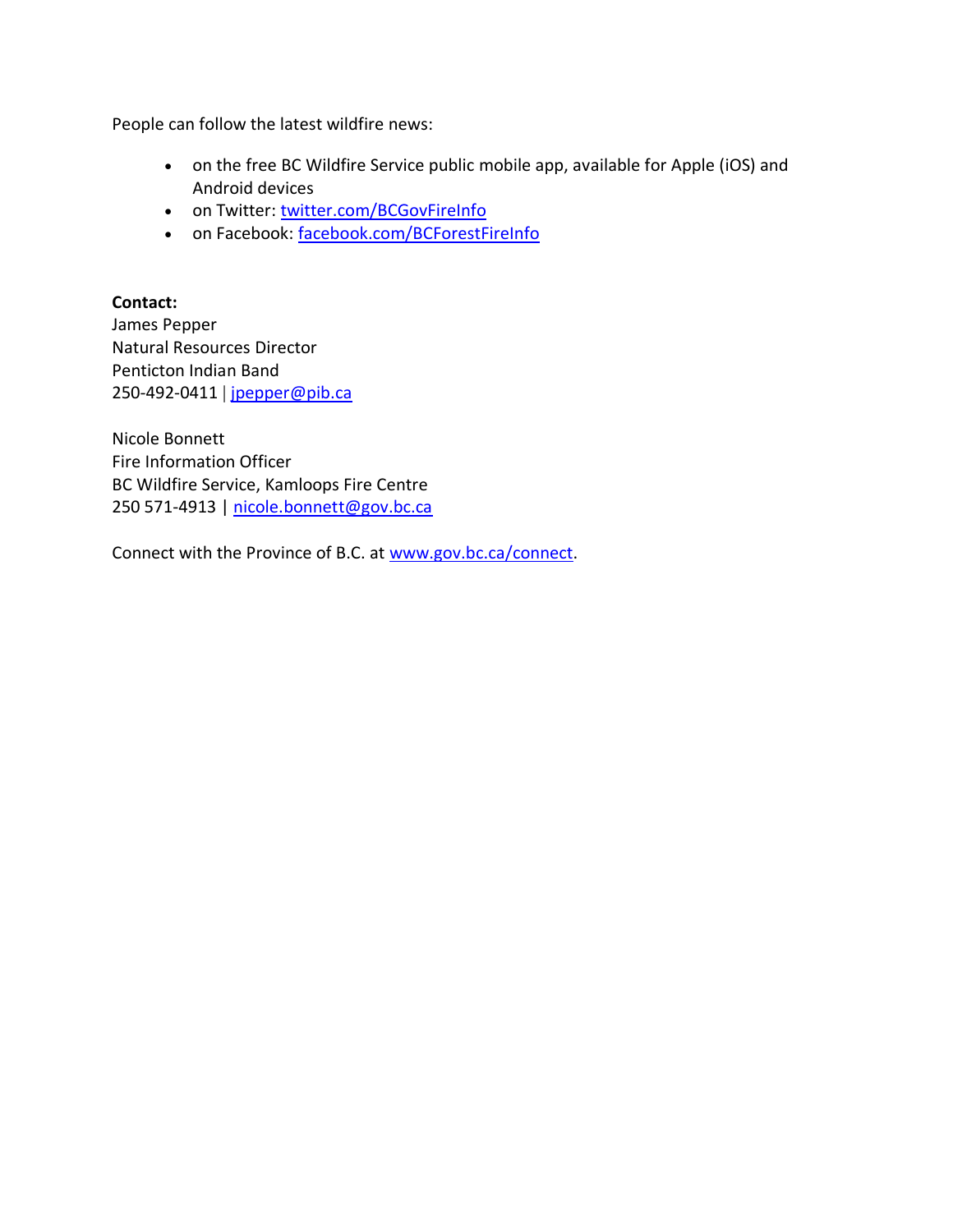People can follow the latest wildfire news:

- on the free BC Wildfire Service public mobile app, available for Apple (iOS) and Android devices
- on Twitter: twitter.com/BCGovFireInfo
- on Facebook: facebook.com/BCForestFireInfo

**Contact:**
James Pepper
Natural Resources Director
Penticton Indian Band
250-492-0411 | jpepper@pib.ca

Nicole Bonnett
Fire Information Officer
BC Wildfire Service, Kamloops Fire Centre
250 571-4913 | nicole.bonnett@gov.bc.ca

Connect with the Province of B.C. at www.gov.bc.ca/connect.